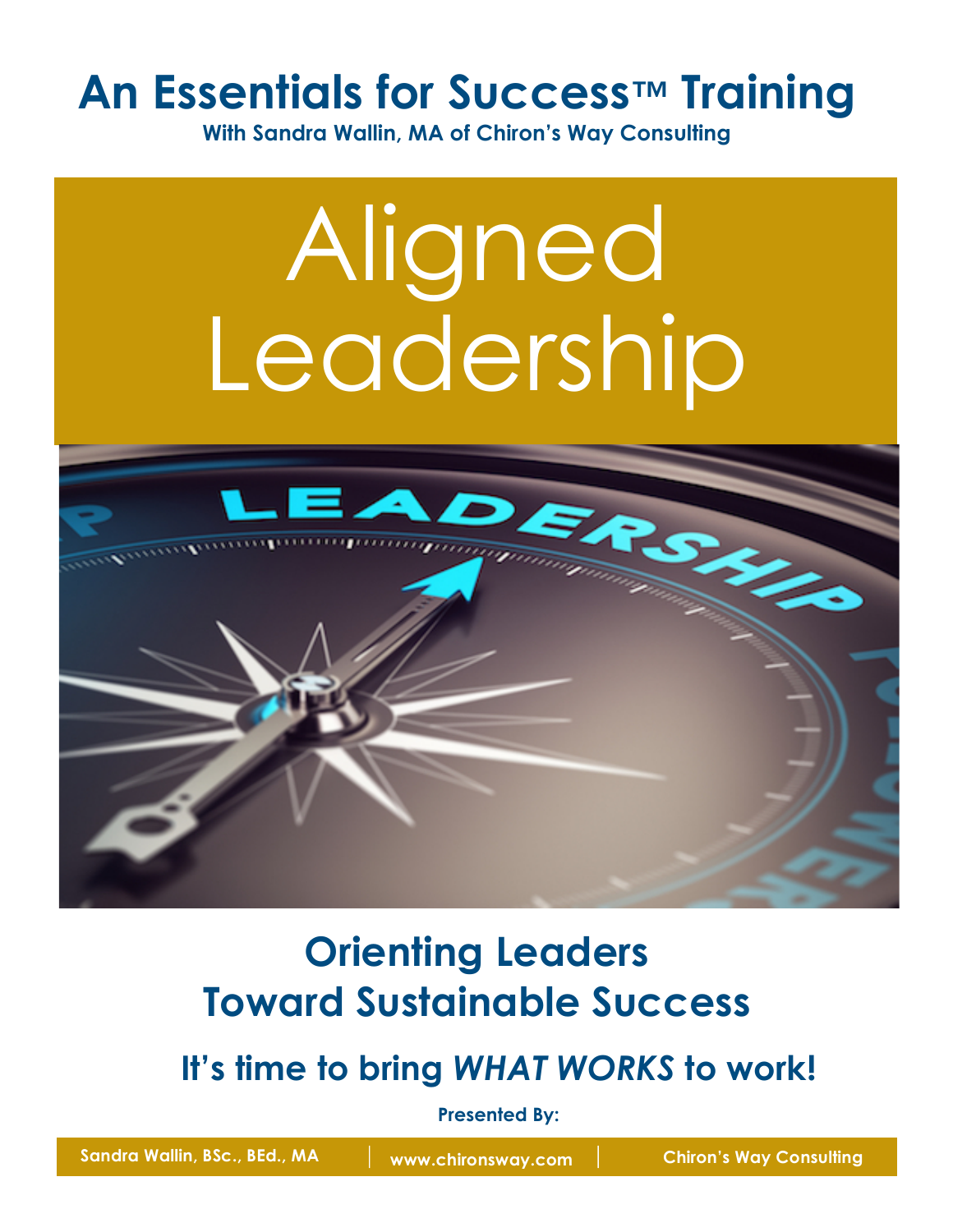# An Essentials for Success™ Training

**With Sandra Wallin, MA of Chiron's Way Consulting**

# Aligned Leadership

## Orienting Leaders Toward Sustainable Success

### It's time to bring *WHAT WORKS* to work!

**Presented By:**

**Sandra Wallin, BSc., BEd., MA** | **www.chironsway.com** | **Chiron's Way Consulting**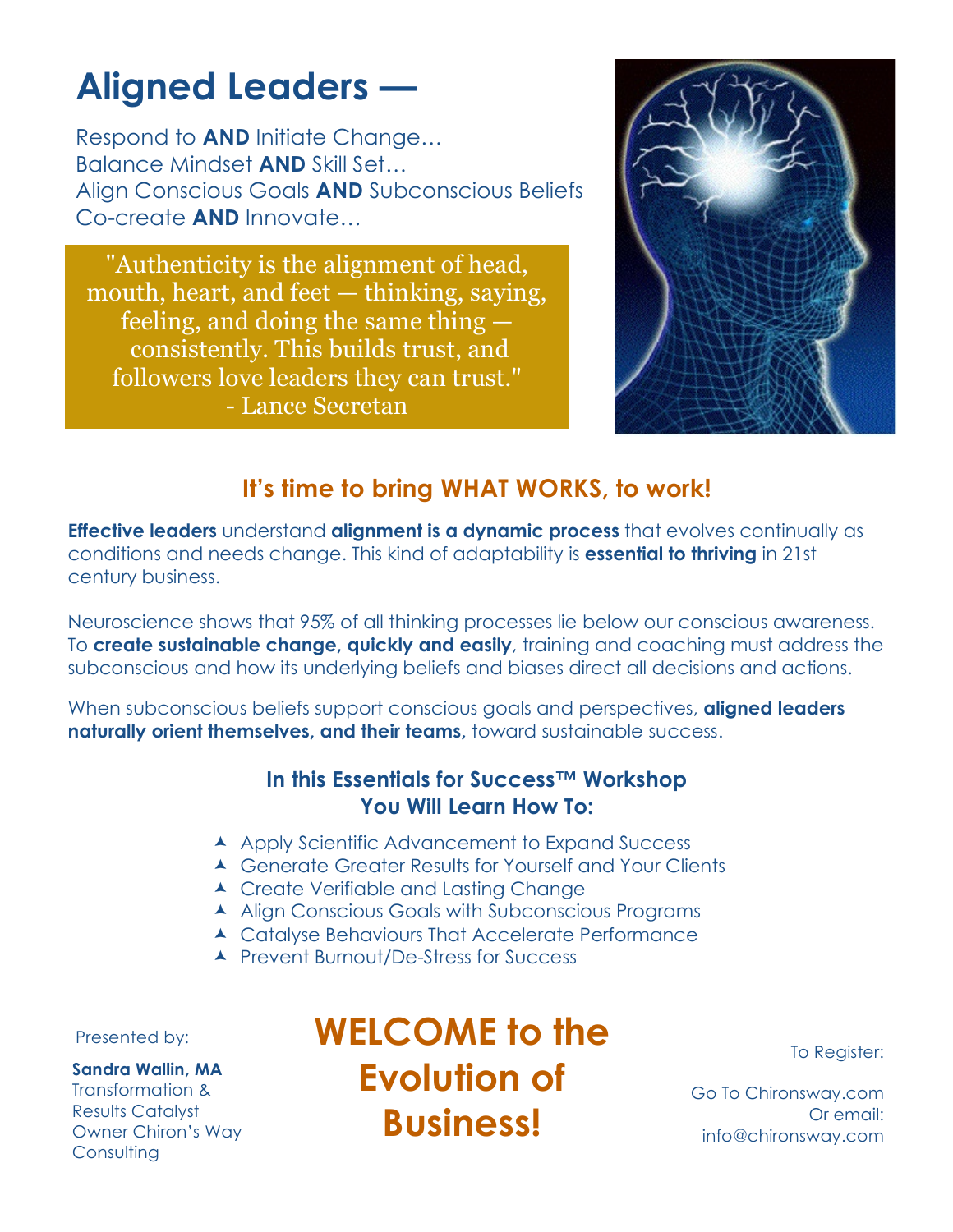# Aligned Leaders —

Respond to **AND** Initiate Change…
Balance Mindset **AND** Skill Set…
Align Conscious Goals **AND** Subconscious Beliefs
Co-create **AND** Innovate…

> "Authenticity is the alignment of head, mouth, heart, and feet — thinking, saying, feeling, and doing the same thing — consistently. This builds trust, and followers love leaders they can trust."
> - Lance Secretan

## It's time to bring WHAT WORKS, to work!

**Effective leaders** understand **alignment is a dynamic process** that evolves continually as conditions and needs change. This kind of adaptability is **essential to thriving** in 21st century business.

Neuroscience shows that 95% of all thinking processes lie below our conscious awareness. To **create sustainable change, quickly and easily**, training and coaching must address the subconscious and how its underlying beliefs and biases direct all decisions and actions.

When subconscious beliefs support conscious goals and perspectives, **aligned leaders naturally orient themselves, and their teams,** toward sustainable success.

### In this Essentials for Success™ Workshop You Will Learn How To:

- Apply Scientific Advancement to Expand Success
- Generate Greater Results for Yourself and Your Clients
- Create Verifiable and Lasting Change
- Align Conscious Goals with Subconscious Programs
- Catalyse Behaviours That Accelerate Performance
- Prevent Burnout/De-Stress for Success

Presented by:

**Sandra Wallin, MA**
Transformation & Results Catalyst
Owner Chiron's Way Consulting

## WELCOME to the Evolution of Business!

To Register:

Go To Chironsway.com
Or email:
info@chironsway.com